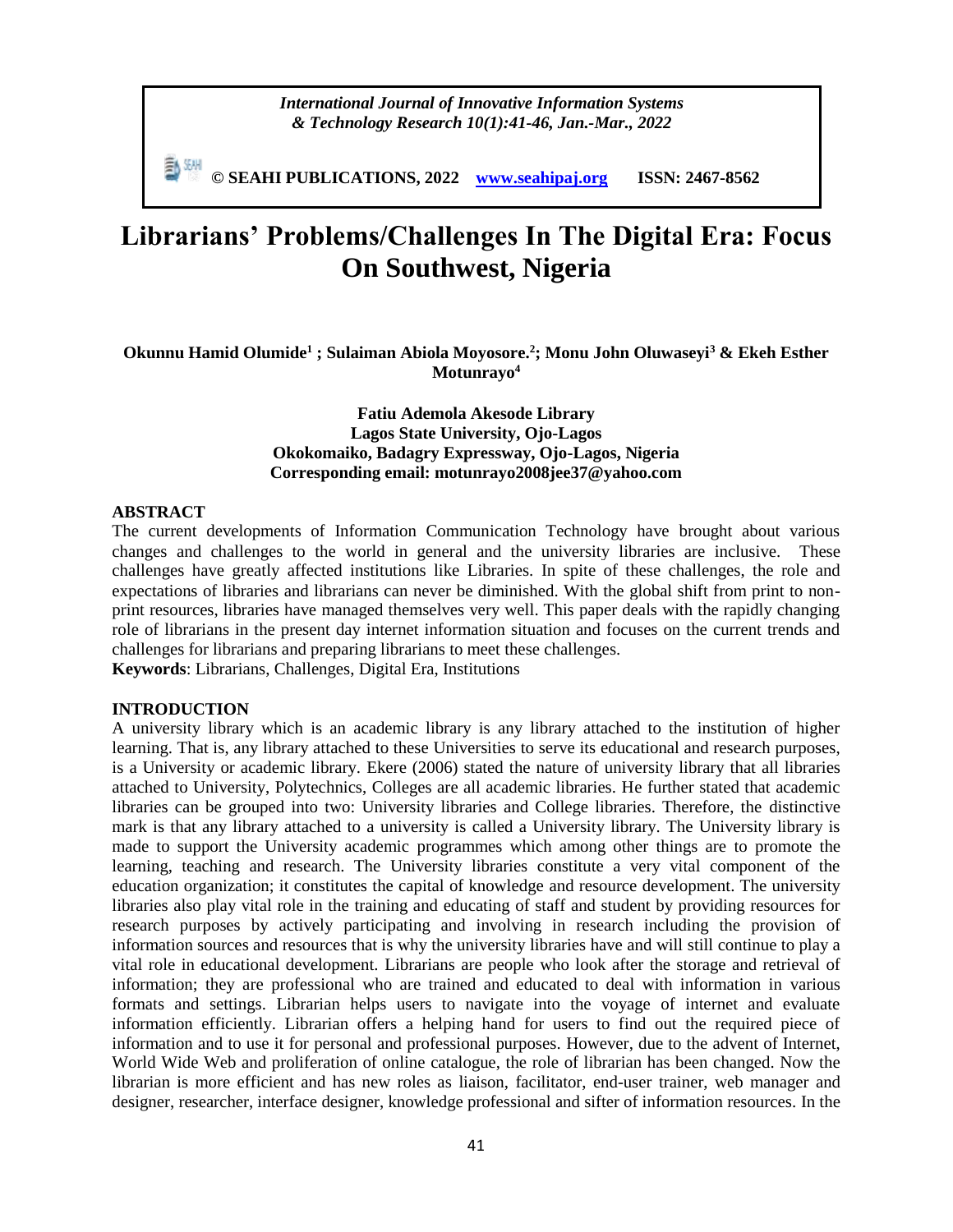*International Journal of Innovative Information Systems & Technology Research 10(1):41-46, Jan.-Mar., 2022*

**© SEAHI PUBLICATIONS, 2022 www.seahipaj.org ISSN: 2467-8562**

# Librarians' Problems/Challenges In The Digital Era: Focus On Southwest, Nigeria

**Okunnu Hamid Olumide[1] ; Sulaiman Abiola Moyosore.[2]; Monu John Oluwaseyi[3] & Ekeh Esther Motunrayo[4]**

**Fatiu Ademola Akesode Library**
**Lagos State University, Ojo-Lagos**
**Okokomaiko, Badagry Expressway, Ojo-Lagos, Nigeria**
**Corresponding email: motunrayo2008jee37@yahoo.com**

## ABSTRACT

The current developments of Information Communication Technology have brought about various changes and challenges to the world in general and the university libraries are inclusive. These challenges have greatly affected institutions like Libraries. In spite of these challenges, the role and expectations of libraries and librarians can never be diminished. With the global shift from print to non-print resources, libraries have managed themselves very well. This paper deals with the rapidly changing role of librarians in the present day internet information situation and focuses on the current trends and challenges for librarians and preparing librarians to meet these challenges.

**Keywords**: Librarians, Challenges, Digital Era, Institutions

## INTRODUCTION

A university library which is an academic library is any library attached to the institution of higher learning. That is, any library attached to these Universities to serve its educational and research purposes, is a University or academic library. Ekere (2006) stated the nature of university library that all libraries attached to University, Polytechnics, Colleges are all academic libraries. He further stated that academic libraries can be grouped into two: University libraries and College libraries. Therefore, the distinctive mark is that any library attached to a university is called a University library. The University library is made to support the University academic programmes which among other things are to promote the learning, teaching and research. The University libraries constitute a very vital component of the education organization; it constitutes the capital of knowledge and resource development. The university libraries also play vital role in the training and educating of staff and student by providing resources for research purposes by actively participating and involving in research including the provision of information sources and resources that is why the university libraries have and will still continue to play a vital role in educational development. Librarians are people who look after the storage and retrieval of information; they are professional who are trained and educated to deal with information in various formats and settings. Librarian helps users to navigate into the voyage of internet and evaluate information efficiently. Librarian offers a helping hand for users to find out the required piece of information and to use it for personal and professional purposes. However, due to the advent of Internet, World Wide Web and proliferation of online catalogue, the role of librarian has been changed. Now the librarian is more efficient and has new roles as liaison, facilitator, end-user trainer, web manager and designer, researcher, interface designer, knowledge professional and sifter of information resources. In the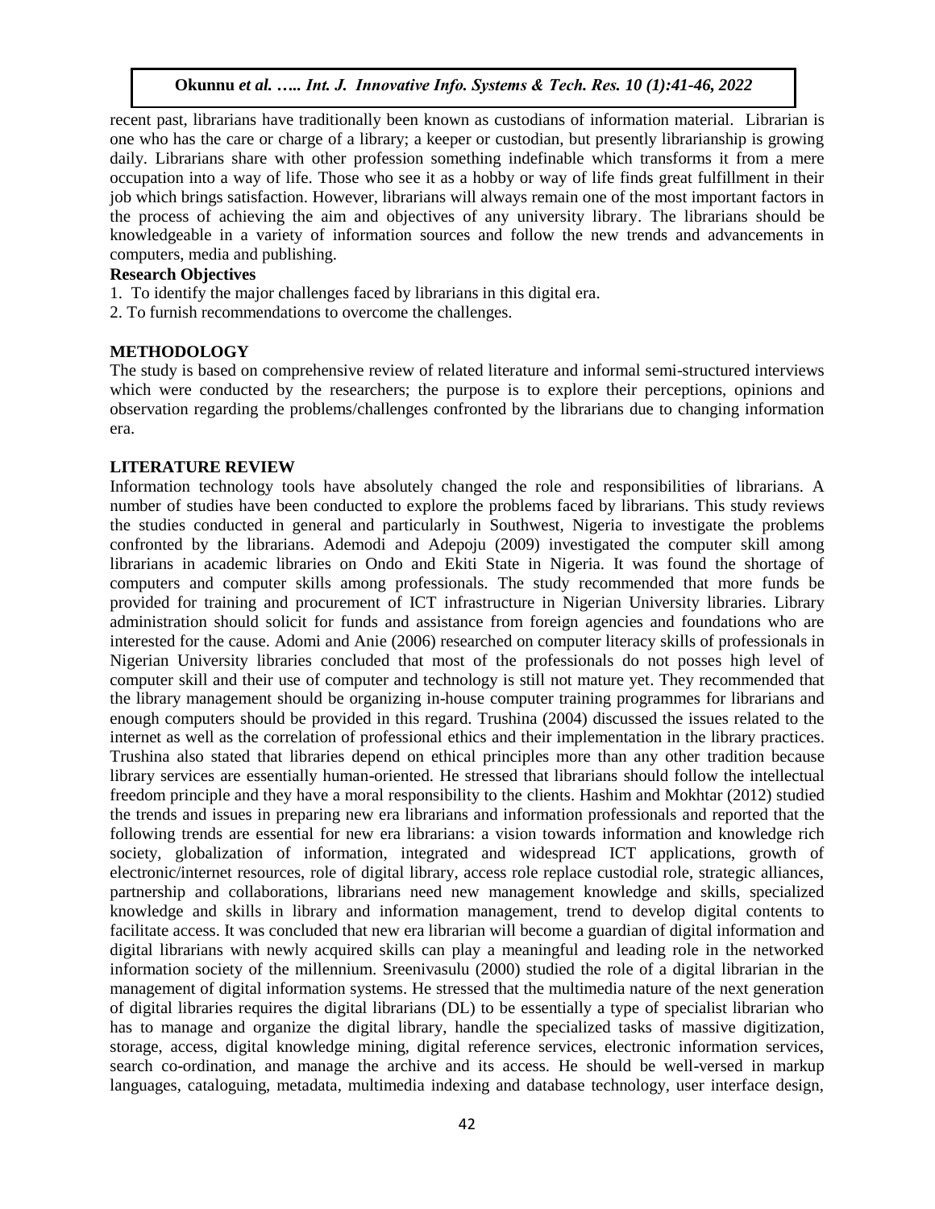recent past, librarians have traditionally been known as custodians of information material. Librarian is one who has the care or charge of a library; a keeper or custodian, but presently librarianship is growing daily. Librarians share with other profession something indefinable which transforms it from a mere occupation into a way of life. Those who see it as a hobby or way of life finds great fulfillment in their job which brings satisfaction. However, librarians will always remain one of the most important factors in the process of achieving the aim and objectives of any university library. The librarians should be knowledgeable in a variety of information sources and follow the new trends and advancements in computers, media and publishing.

**Research Objectives**

1. To identify the major challenges faced by librarians in this digital era.
2. To furnish recommendations to overcome the challenges.

## METHODOLOGY

The study is based on comprehensive review of related literature and informal semi-structured interviews which were conducted by the researchers; the purpose is to explore their perceptions, opinions and observation regarding the problems/challenges confronted by the librarians due to changing information era.

## LITERATURE REVIEW

Information technology tools have absolutely changed the role and responsibilities of librarians. A number of studies have been conducted to explore the problems faced by librarians. This study reviews the studies conducted in general and particularly in Southwest, Nigeria to investigate the problems confronted by the librarians. Ademodi and Adepoju (2009) investigated the computer skill among librarians in academic libraries on Ondo and Ekiti State in Nigeria. It was found the shortage of computers and computer skills among professionals. The study recommended that more funds be provided for training and procurement of ICT infrastructure in Nigerian University libraries. Library administration should solicit for funds and assistance from foreign agencies and foundations who are interested for the cause. Adomi and Anie (2006) researched on computer literacy skills of professionals in Nigerian University libraries concluded that most of the professionals do not posses high level of computer skill and their use of computer and technology is still not mature yet. They recommended that the library management should be organizing in-house computer training programmes for librarians and enough computers should be provided in this regard. Trushina (2004) discussed the issues related to the internet as well as the correlation of professional ethics and their implementation in the library practices. Trushina also stated that libraries depend on ethical principles more than any other tradition because library services are essentially human-oriented. He stressed that librarians should follow the intellectual freedom principle and they have a moral responsibility to the clients. Hashim and Mokhtar (2012) studied the trends and issues in preparing new era librarians and information professionals and reported that the following trends are essential for new era librarians: a vision towards information and knowledge rich society, globalization of information, integrated and widespread ICT applications, growth of electronic/internet resources, role of digital library, access role replace custodial role, strategic alliances, partnership and collaborations, librarians need new management knowledge and skills, specialized knowledge and skills in library and information management, trend to develop digital contents to facilitate access. It was concluded that new era librarian will become a guardian of digital information and digital librarians with newly acquired skills can play a meaningful and leading role in the networked information society of the millennium. Sreenivasulu (2000) studied the role of a digital librarian in the management of digital information systems. He stressed that the multimedia nature of the next generation of digital libraries requires the digital librarians (DL) to be essentially a type of specialist librarian who has to manage and organize the digital library, handle the specialized tasks of massive digitization, storage, access, digital knowledge mining, digital reference services, electronic information services, search co-ordination, and manage the archive and its access. He should be well-versed in markup languages, cataloguing, metadata, multimedia indexing and database technology, user interface design,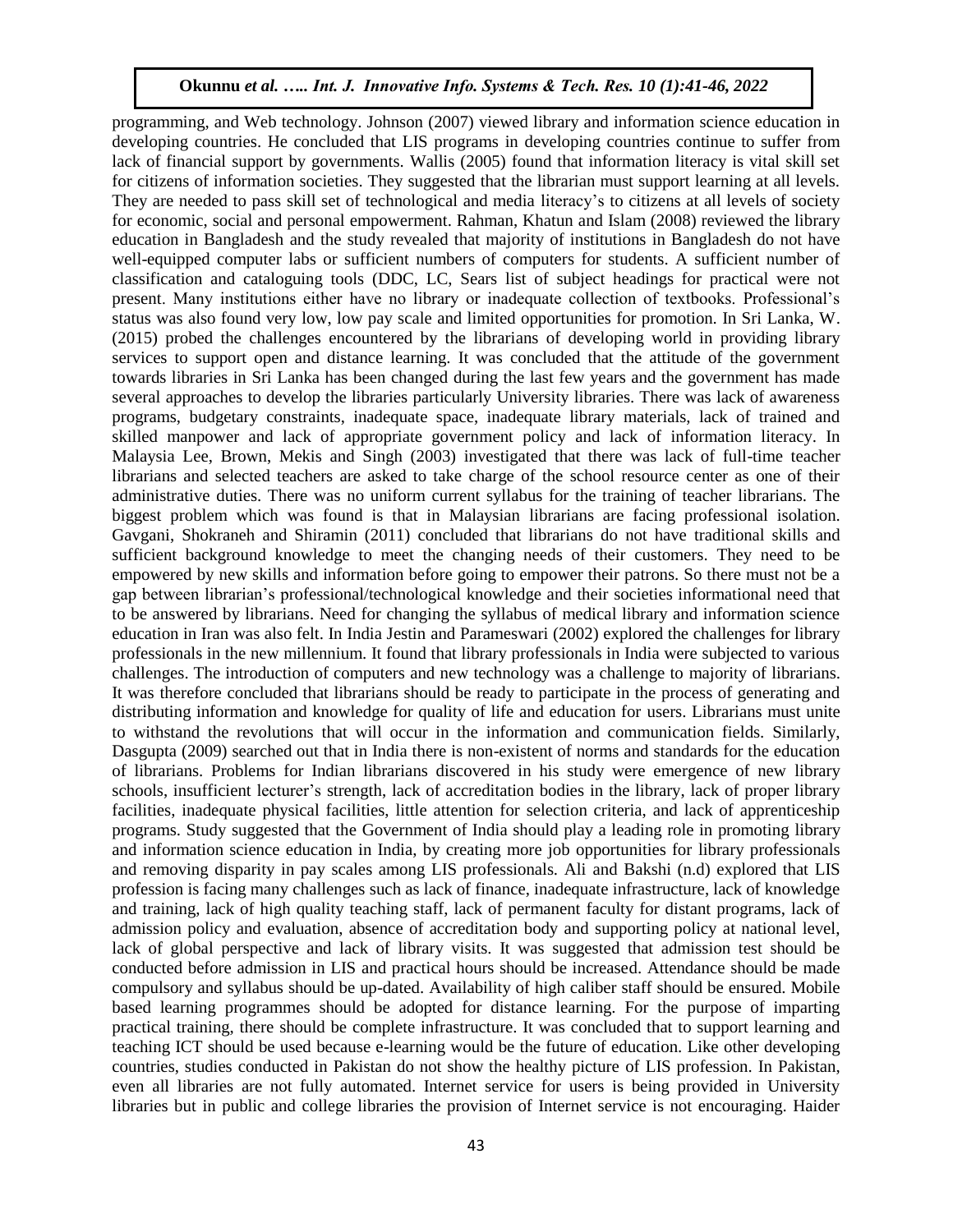programming, and Web technology. Johnson (2007) viewed library and information science education in developing countries. He concluded that LIS programs in developing countries continue to suffer from lack of financial support by governments. Wallis (2005) found that information literacy is vital skill set for citizens of information societies. They suggested that the librarian must support learning at all levels. They are needed to pass skill set of technological and media literacy's to citizens at all levels of society for economic, social and personal empowerment. Rahman, Khatun and Islam (2008) reviewed the library education in Bangladesh and the study revealed that majority of institutions in Bangladesh do not have well-equipped computer labs or sufficient numbers of computers for students. A sufficient number of classification and cataloguing tools (DDC, LC, Sears list of subject headings for practical were not present. Many institutions either have no library or inadequate collection of textbooks. Professional's status was also found very low, low pay scale and limited opportunities for promotion. In Sri Lanka, W. (2015) probed the challenges encountered by the librarians of developing world in providing library services to support open and distance learning. It was concluded that the attitude of the government towards libraries in Sri Lanka has been changed during the last few years and the government has made several approaches to develop the libraries particularly University libraries. There was lack of awareness programs, budgetary constraints, inadequate space, inadequate library materials, lack of trained and skilled manpower and lack of appropriate government policy and lack of information literacy. In Malaysia Lee, Brown, Mekis and Singh (2003) investigated that there was lack of full-time teacher librarians and selected teachers are asked to take charge of the school resource center as one of their administrative duties. There was no uniform current syllabus for the training of teacher librarians. The biggest problem which was found is that in Malaysian librarians are facing professional isolation. Gavgani, Shokraneh and Shiramin (2011) concluded that librarians do not have traditional skills and sufficient background knowledge to meet the changing needs of their customers. They need to be empowered by new skills and information before going to empower their patrons. So there must not be a gap between librarian's professional/technological knowledge and their societies informational need that to be answered by librarians. Need for changing the syllabus of medical library and information science education in Iran was also felt. In India Jestin and Parameswari (2002) explored the challenges for library professionals in the new millennium. It found that library professionals in India were subjected to various challenges. The introduction of computers and new technology was a challenge to majority of librarians. It was therefore concluded that librarians should be ready to participate in the process of generating and distributing information and knowledge for quality of life and education for users. Librarians must unite to withstand the revolutions that will occur in the information and communication fields. Similarly, Dasgupta (2009) searched out that in India there is non-existent of norms and standards for the education of librarians. Problems for Indian librarians discovered in his study were emergence of new library schools, insufficient lecturer's strength, lack of accreditation bodies in the library, lack of proper library facilities, inadequate physical facilities, little attention for selection criteria, and lack of apprenticeship programs. Study suggested that the Government of India should play a leading role in promoting library and information science education in India, by creating more job opportunities for library professionals and removing disparity in pay scales among LIS professionals. Ali and Bakshi (n.d) explored that LIS profession is facing many challenges such as lack of finance, inadequate infrastructure, lack of knowledge and training, lack of high quality teaching staff, lack of permanent faculty for distant programs, lack of admission policy and evaluation, absence of accreditation body and supporting policy at national level, lack of global perspective and lack of library visits. It was suggested that admission test should be conducted before admission in LIS and practical hours should be increased. Attendance should be made compulsory and syllabus should be up-dated. Availability of high caliber staff should be ensured. Mobile based learning programmes should be adopted for distance learning. For the purpose of imparting practical training, there should be complete infrastructure. It was concluded that to support learning and teaching ICT should be used because e-learning would be the future of education. Like other developing countries, studies conducted in Pakistan do not show the healthy picture of LIS profession. In Pakistan, even all libraries are not fully automated. Internet service for users is being provided in University libraries but in public and college libraries the provision of Internet service is not encouraging. Haider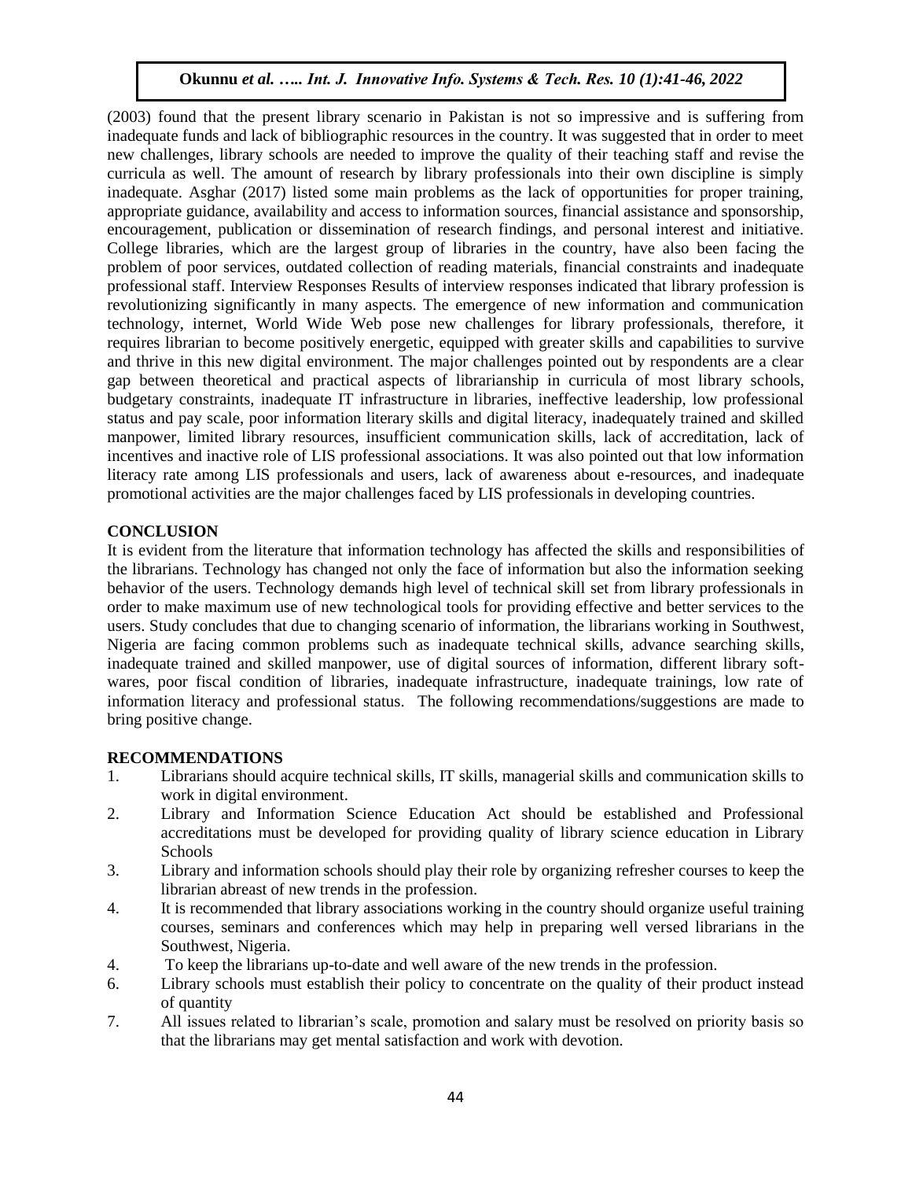(2003) found that the present library scenario in Pakistan is not so impressive and is suffering from inadequate funds and lack of bibliographic resources in the country. It was suggested that in order to meet new challenges, library schools are needed to improve the quality of their teaching staff and revise the curricula as well. The amount of research by library professionals into their own discipline is simply inadequate. Asghar (2017) listed some main problems as the lack of opportunities for proper training, appropriate guidance, availability and access to information sources, financial assistance and sponsorship, encouragement, publication or dissemination of research findings, and personal interest and initiative. College libraries, which are the largest group of libraries in the country, have also been facing the problem of poor services, outdated collection of reading materials, financial constraints and inadequate professional staff. Interview Responses Results of interview responses indicated that library profession is revolutionizing significantly in many aspects. The emergence of new information and communication technology, internet, World Wide Web pose new challenges for library professionals, therefore, it requires librarian to become positively energetic, equipped with greater skills and capabilities to survive and thrive in this new digital environment. The major challenges pointed out by respondents are a clear gap between theoretical and practical aspects of librarianship in curricula of most library schools, budgetary constraints, inadequate IT infrastructure in libraries, ineffective leadership, low professional status and pay scale, poor information literary skills and digital literacy, inadequately trained and skilled manpower, limited library resources, insufficient communication skills, lack of accreditation, lack of incentives and inactive role of LIS professional associations. It was also pointed out that low information literacy rate among LIS professionals and users, lack of awareness about e-resources, and inadequate promotional activities are the major challenges faced by LIS professionals in developing countries.

## CONCLUSION

It is evident from the literature that information technology has affected the skills and responsibilities of the librarians. Technology has changed not only the face of information but also the information seeking behavior of the users. Technology demands high level of technical skill set from library professionals in order to make maximum use of new technological tools for providing effective and better services to the users. Study concludes that due to changing scenario of information, the librarians working in Southwest, Nigeria are facing common problems such as inadequate technical skills, advance searching skills, inadequate trained and skilled manpower, use of digital sources of information, different library soft-wares, poor fiscal condition of libraries, inadequate infrastructure, inadequate trainings, low rate of information literacy and professional status. The following recommendations/suggestions are made to bring positive change.

## RECOMMENDATIONS

1. Librarians should acquire technical skills, IT skills, managerial skills and communication skills to work in digital environment.
2. Library and Information Science Education Act should be established and Professional accreditations must be developed for providing quality of library science education in Library Schools
3. Library and information schools should play their role by organizing refresher courses to keep the librarian abreast of new trends in the profession.
4. It is recommended that library associations working in the country should organize useful training courses, seminars and conferences which may help in preparing well versed librarians in the Southwest, Nigeria.
4. To keep the librarians up-to-date and well aware of the new trends in the profession.
6. Library schools must establish their policy to concentrate on the quality of their product instead of quantity
7. All issues related to librarian's scale, promotion and salary must be resolved on priority basis so that the librarians may get mental satisfaction and work with devotion.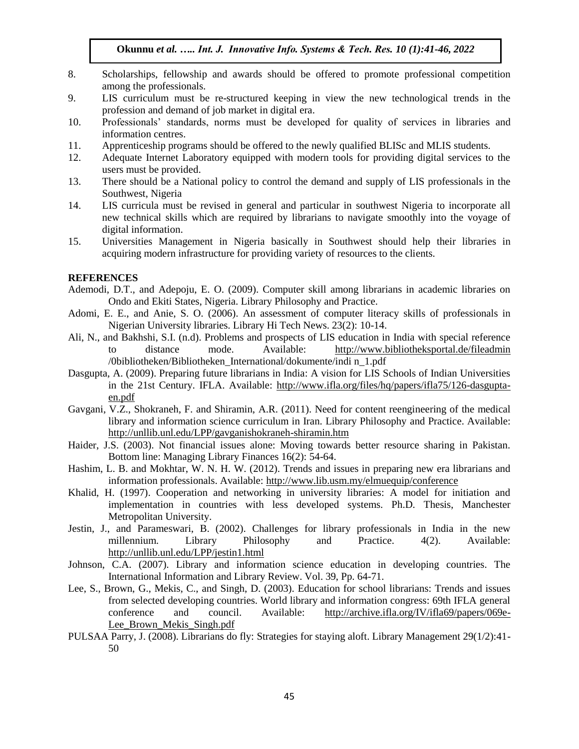8. Scholarships, fellowship and awards should be offered to promote professional competition among the professionals.
9. LIS curriculum must be re-structured keeping in view the new technological trends in the profession and demand of job market in digital era.
10. Professionals' standards, norms must be developed for quality of services in libraries and information centres.
11. Apprenticeship programs should be offered to the newly qualified BLISc and MLIS students.
12. Adequate Internet Laboratory equipped with modern tools for providing digital services to the users must be provided.
13. There should be a National policy to control the demand and supply of LIS professionals in the Southwest, Nigeria
14. LIS curricula must be revised in general and particular in southwest Nigeria to incorporate all new technical skills which are required by librarians to navigate smoothly into the voyage of digital information.
15. Universities Management in Nigeria basically in Southwest should help their libraries in acquiring modern infrastructure for providing variety of resources to the clients.

**REFERENCES**

Ademodi, D.T., and Adepoju, E. O. (2009). Computer skill among librarians in academic libraries on Ondo and Ekiti States, Nigeria. Library Philosophy and Practice.

Adomi, E. E., and Anie, S. O. (2006). An assessment of computer literacy skills of professionals in Nigerian University libraries. Library Hi Tech News. 23(2): 10-14.

Ali, N., and Bakhshi, S.I. (n.d). Problems and prospects of LIS education in India with special reference to distance mode. Available: http://www.bibliotheksportal.de/fileadmin/0bibliotheken/Bibliotheken_International/dokumente/indi n_1.pdf

Dasgupta, A. (2009). Preparing future librarians in India: A vision for LIS Schools of Indian Universities in the 21st Century. IFLA. Available: http://www.ifla.org/files/hq/papers/ifla75/126-dasgupta-en.pdf

Gavgani, V.Z., Shokraneh, F. and Shiramin, A.R. (2011). Need for content reengineering of the medical library and information science curriculum in Iran. Library Philosophy and Practice. Available: http://unllib.unl.edu/LPP/gavganishokraneh-shiramin.htm

Haider, J.S. (2003). Not financial issues alone: Moving towards better resource sharing in Pakistan. Bottom line: Managing Library Finances 16(2): 54-64.

Hashim, L. B. and Mokhtar, W. N. H. W. (2012). Trends and issues in preparing new era librarians and information professionals. Available: http://www.lib.usm.my/elmuequip/conference

Khalid, H. (1997). Cooperation and networking in university libraries: A model for initiation and implementation in countries with less developed systems. Ph.D. Thesis, Manchester Metropolitan University.

Jestin, J., and Parameswari, B. (2002). Challenges for library professionals in India in the new millennium. Library Philosophy and Practice. 4(2). Available: http://unllib.unl.edu/LPP/jestin1.html

Johnson, C.A. (2007). Library and information science education in developing countries. The International Information and Library Review. Vol. 39, Pp. 64-71.

Lee, S., Brown, G., Mekis, C., and Singh, D. (2003). Education for school librarians: Trends and issues from selected developing countries. World library and information congress: 69th IFLA general conference and council. Available: http://archive.ifla.org/IV/ifla69/papers/069e-Lee_Brown_Mekis_Singh.pdf

PULSAA Parry, J. (2008). Librarians do fly: Strategies for staying aloft. Library Management 29(1/2):41-50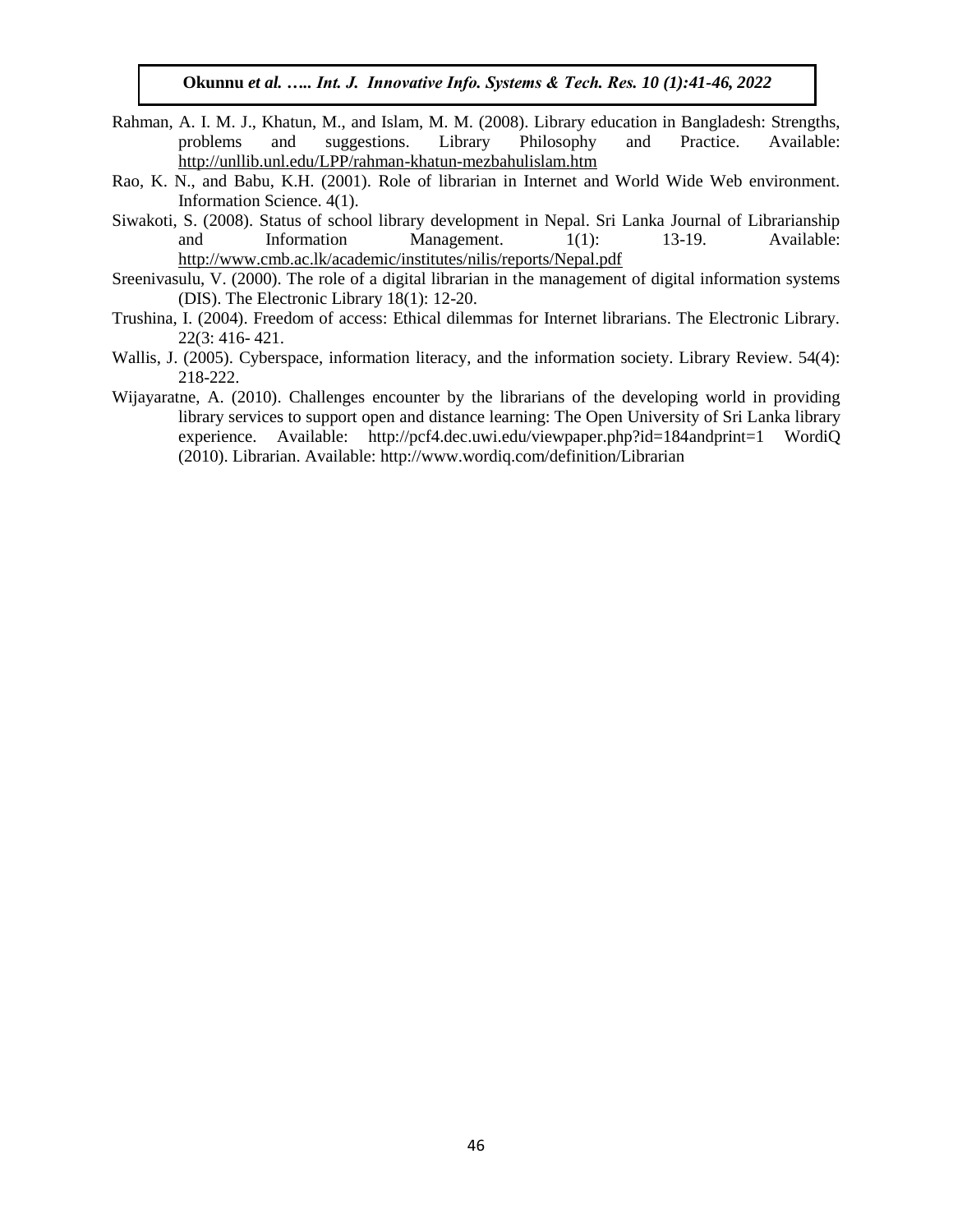Rahman, A. I. M. J., Khatun, M., and Islam, M. M. (2008). Library education in Bangladesh: Strengths, problems and suggestions. Library Philosophy and Practice. Available: http://unllib.unl.edu/LPP/rahman-khatun-mezbahulislam.htm

Rao, K. N., and Babu, K.H. (2001). Role of librarian in Internet and World Wide Web environment. Information Science. 4(1).

Siwakoti, S. (2008). Status of school library development in Nepal. Sri Lanka Journal of Librarianship and Information Management. 1(1): 13-19. Available: http://www.cmb.ac.lk/academic/institutes/nilis/reports/Nepal.pdf

Sreenivasulu, V. (2000). The role of a digital librarian in the management of digital information systems (DIS). The Electronic Library 18(1): 12-20.

Trushina, I. (2004). Freedom of access: Ethical dilemmas for Internet librarians. The Electronic Library. 22(3: 416- 421.

Wallis, J. (2005). Cyberspace, information literacy, and the information society. Library Review. 54(4): 218-222.

Wijayaratne, A. (2010). Challenges encounter by the librarians of the developing world in providing library services to support open and distance learning: The Open University of Sri Lanka library experience. Available: http://pcf4.dec.uwi.edu/viewpaper.php?id=184andprint=1 WordiQ (2010). Librarian. Available: http://www.wordiq.com/definition/Librarian